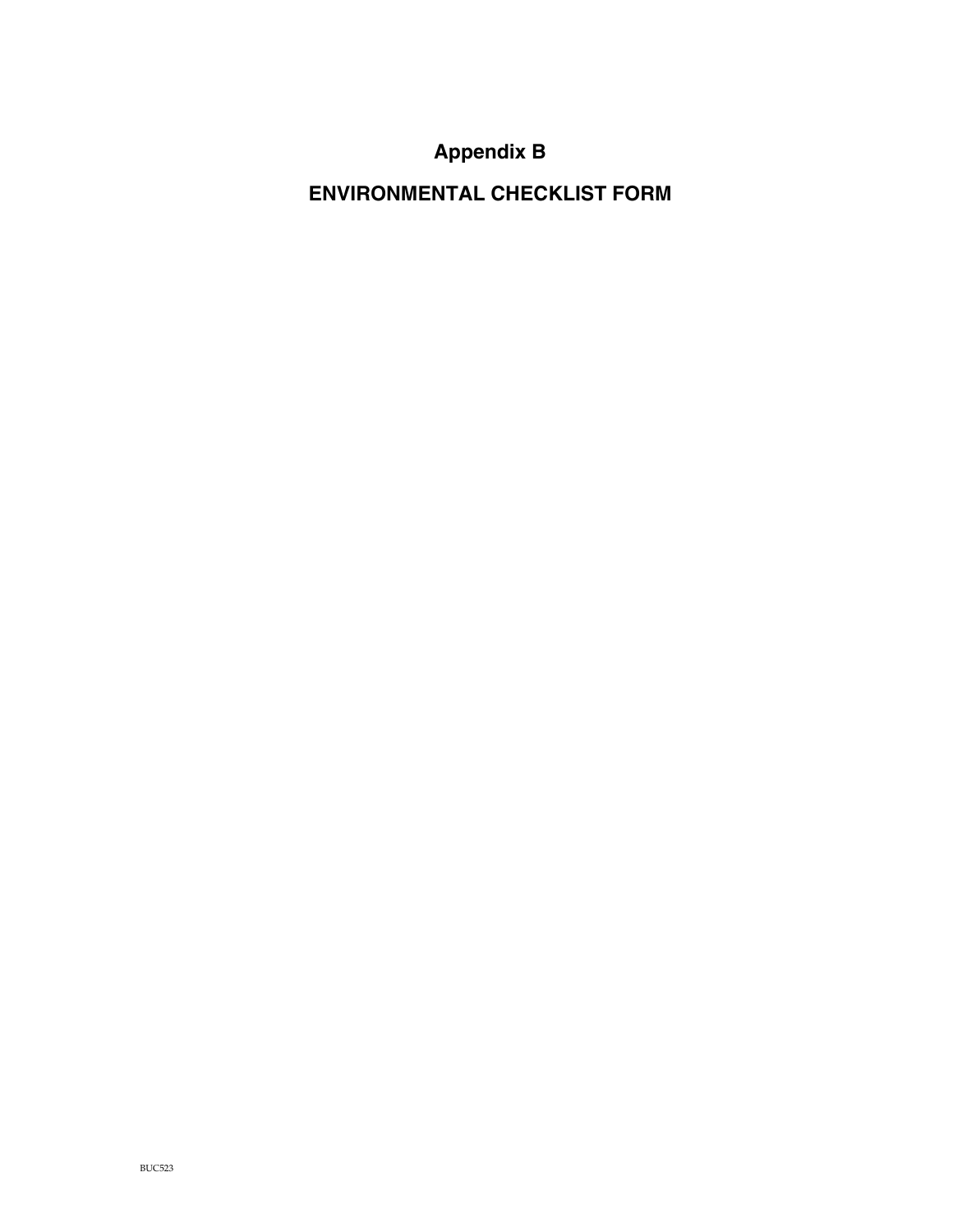# Appendix B

# ENVIRONMENTAL CHECKLIST FORM

BUC523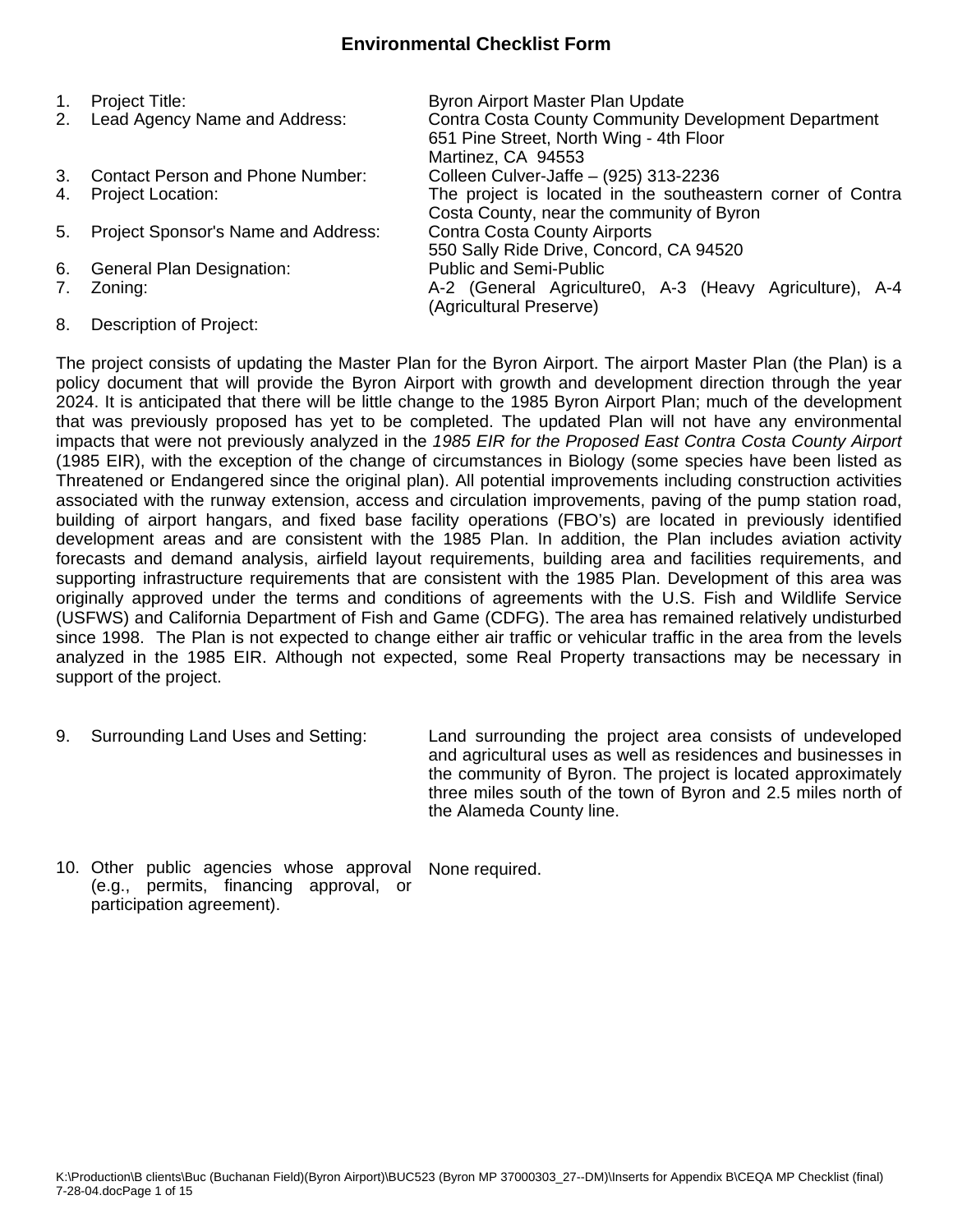# Environmental Checklist Form

1. Project Title: Byron Airport Master Plan Update
2. Lead Agency Name and Address: Contra Costa County Community Development Department
   651 Pine Street, North Wing - 4th Floor
   Martinez, CA 94553
3. Contact Person and Phone Number: Colleen Culver-Jaffe – (925) 313-2236
4. Project Location: The project is located in the southeastern corner of Contra Costa County, near the community of Byron
5. Project Sponsor's Name and Address: Contra Costa County Airports
   550 Sally Ride Drive, Concord, CA 94520
6. General Plan Designation: Public and Semi-Public
7. Zoning: A-2 (General Agriculture0, A-3 (Heavy Agriculture), A-4 (Agricultural Preserve)
8. Description of Project:

The project consists of updating the Master Plan for the Byron Airport. The airport Master Plan (the Plan) is a policy document that will provide the Byron Airport with growth and development direction through the year 2024. It is anticipated that there will be little change to the 1985 Byron Airport Plan; much of the development that was previously proposed has yet to be completed. The updated Plan will not have any environmental impacts that were not previously analyzed in the *1985 EIR for the Proposed East Contra Costa County Airport* (1985 EIR), with the exception of the change of circumstances in Biology (some species have been listed as Threatened or Endangered since the original plan). All potential improvements including construction activities associated with the runway extension, access and circulation improvements, paving of the pump station road, building of airport hangars, and fixed base facility operations (FBO's) are located in previously identified development areas and are consistent with the 1985 Plan. In addition, the Plan includes aviation activity forecasts and demand analysis, airfield layout requirements, building area and facilities requirements, and supporting infrastructure requirements that are consistent with the 1985 Plan. Development of this area was originally approved under the terms and conditions of agreements with the U.S. Fish and Wildlife Service (USFWS) and California Department of Fish and Game (CDFG). The area has remained relatively undisturbed since 1998. The Plan is not expected to change either air traffic or vehicular traffic in the area from the levels analyzed in the 1985 EIR. Although not expected, some Real Property transactions may be necessary in support of the project.

9. Surrounding Land Uses and Setting: Land surrounding the project area consists of undeveloped and agricultural uses as well as residences and businesses in the community of Byron. The project is located approximately three miles south of the town of Byron and 2.5 miles north of the Alameda County line.

10. Other public agencies whose approval (e.g., permits, financing approval, or participation agreement). None required.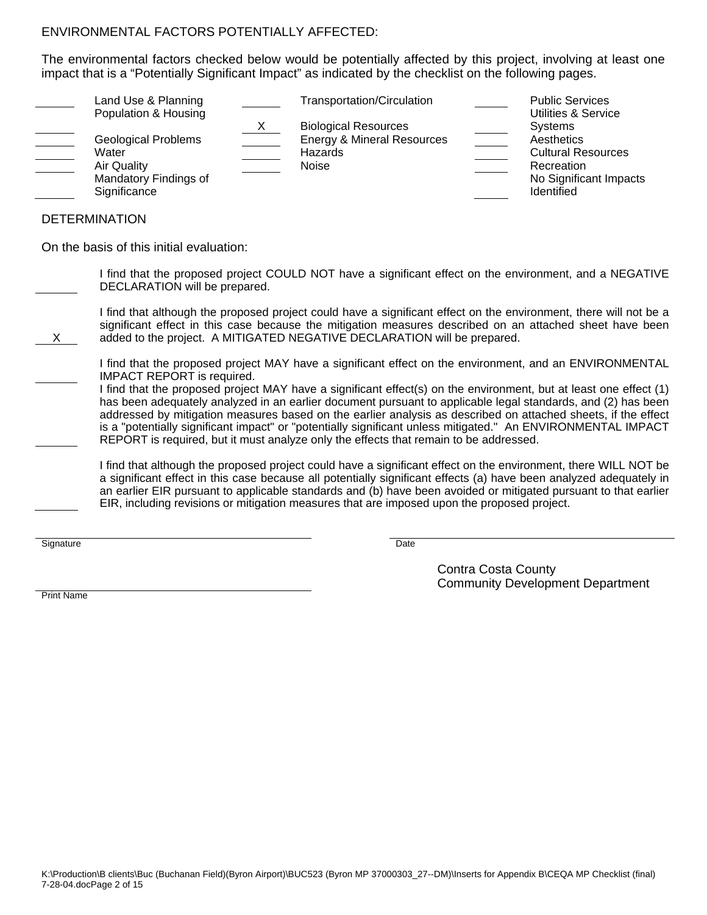ENVIRONMENTAL FACTORS POTENTIALLY AFFECTED:

The environmental factors checked below would be potentially affected by this project, involving at least one impact that is a "Potentially Significant Impact" as indicated by the checklist on the following pages.

| | | | | | |
|---|---|---|---|---|---|
| ____ | Land Use & Planning | ____ | Transportation/Circulation | ____ | Public Services |
| ____ | Population & Housing | X | Biological Resources | ____ | Utilities & Service Systems |
| ____ | Geological Problems | ____ | Energy & Mineral Resources | ____ | Aesthetics |
| ____ | Water | ____ | Hazards | ____ | Cultural Resources |
| ____ | Air Quality | ____ | Noise | ____ | Recreation |
| ____ | Mandatory Findings of Significance | | | ____ | No Significant Impacts Identified |

DETERMINATION

On the basis of this initial evaluation:

____ I find that the proposed project COULD NOT have a significant effect on the environment, and a NEGATIVE DECLARATION will be prepared.

X I find that although the proposed project could have a significant effect on the environment, there will not be a significant effect in this case because the mitigation measures described on an attached sheet have been added to the project. A MITIGATED NEGATIVE DECLARATION will be prepared.

____ I find that the proposed project MAY have a significant effect on the environment, and an ENVIRONMENTAL IMPACT REPORT is required.

____ I find that the proposed project MAY have a significant effect(s) on the environment, but at least one effect (1) has been adequately analyzed in an earlier document pursuant to applicable legal standards, and (2) has been addressed by mitigation measures based on the earlier analysis as described on attached sheets, if the effect is a "potentially significant impact" or "potentially significant unless mitigated." An ENVIRONMENTAL IMPACT REPORT is required, but it must analyze only the effects that remain to be addressed.

____ I find that although the proposed project could have a significant effect on the environment, there WILL NOT be a significant effect in this case because all potentially significant effects (a) have been analyzed adequately in an earlier EIR pursuant to applicable standards and (b) have been avoided or mitigated pursuant to that earlier EIR, including revisions or mitigation measures that are imposed upon the proposed project.

Signature ____________________ Date ____________________

Print Name ____________________

Contra Costa County
Community Development Department

K:\Production\B clients\Buc (Buchanan Field)(Byron Airport)\BUC523 (Byron MP 37000303_27--DM)\Inserts for Appendix B\CEQA MP Checklist (final) 7-28-04.doc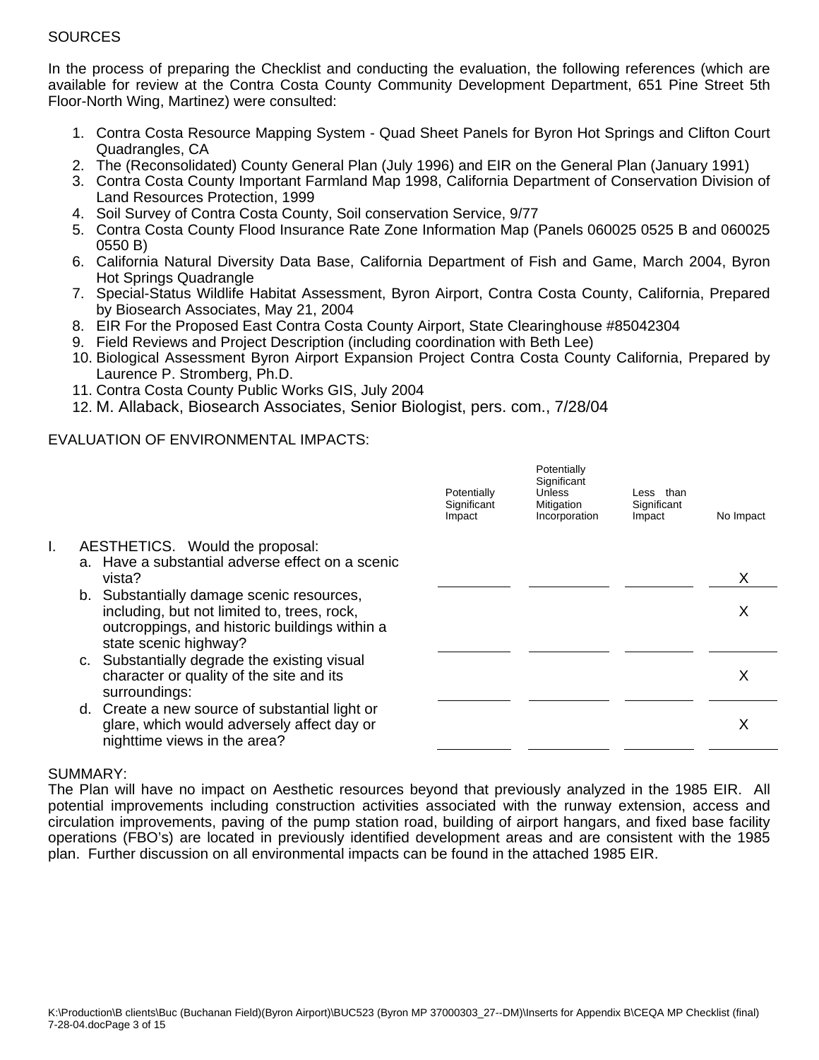SOURCES

In the process of preparing the Checklist and conducting the evaluation, the following references (which are available for review at the Contra Costa County Community Development Department, 651 Pine Street 5th Floor-North Wing, Martinez) were consulted:

1. Contra Costa Resource Mapping System - Quad Sheet Panels for Byron Hot Springs and Clifton Court Quadrangles, CA
2. The (Reconsolidated) County General Plan (July 1996) and EIR on the General Plan (January 1991)
3. Contra Costa County Important Farmland Map 1998, California Department of Conservation Division of Land Resources Protection, 1999
4. Soil Survey of Contra Costa County, Soil conservation Service, 9/77
5. Contra Costa County Flood Insurance Rate Zone Information Map (Panels 060025 0525 B and 060025 0550 B)
6. California Natural Diversity Data Base, California Department of Fish and Game, March 2004, Byron Hot Springs Quadrangle
7. Special-Status Wildlife Habitat Assessment, Byron Airport, Contra Costa County, California, Prepared by Biosearch Associates, May 21, 2004
8. EIR For the Proposed East Contra Costa County Airport, State Clearinghouse #85042304
9. Field Reviews and Project Description (including coordination with Beth Lee)
10. Biological Assessment Byron Airport Expansion Project Contra Costa County California, Prepared by Laurence P. Stromberg, Ph.D.
11. Contra Costa County Public Works GIS, July 2004
12. M. Allaback, Biosearch Associates, Senior Biologist, pers. com., 7/28/04

EVALUATION OF ENVIRONMENTAL IMPACTS:

| | Potentially Significant Impact | Potentially Significant Unless Mitigation Incorporation | Less than Significant Impact | No Impact |
|---|---|---|---|---|
| I. AESTHETICS. Would the proposal: | | | | |
| a. Have a substantial adverse effect on a scenic vista? | | | | X |
| b. Substantially damage scenic resources, including, but not limited to, trees, rock, outcroppings, and historic buildings within a state scenic highway? | | | | X |
| c. Substantially degrade the existing visual character or quality of the site and its surroundings: | | | | X |
| d. Create a new source of substantial light or glare, which would adversely affect day or nighttime views in the area? | | | | X |

SUMMARY:
The Plan will have no impact on Aesthetic resources beyond that previously analyzed in the 1985 EIR. All potential improvements including construction activities associated with the runway extension, access and circulation improvements, paving of the pump station road, building of airport hangars, and fixed base facility operations (FBO's) are located in previously identified development areas and are consistent with the 1985 plan. Further discussion on all environmental impacts can be found in the attached 1985 EIR.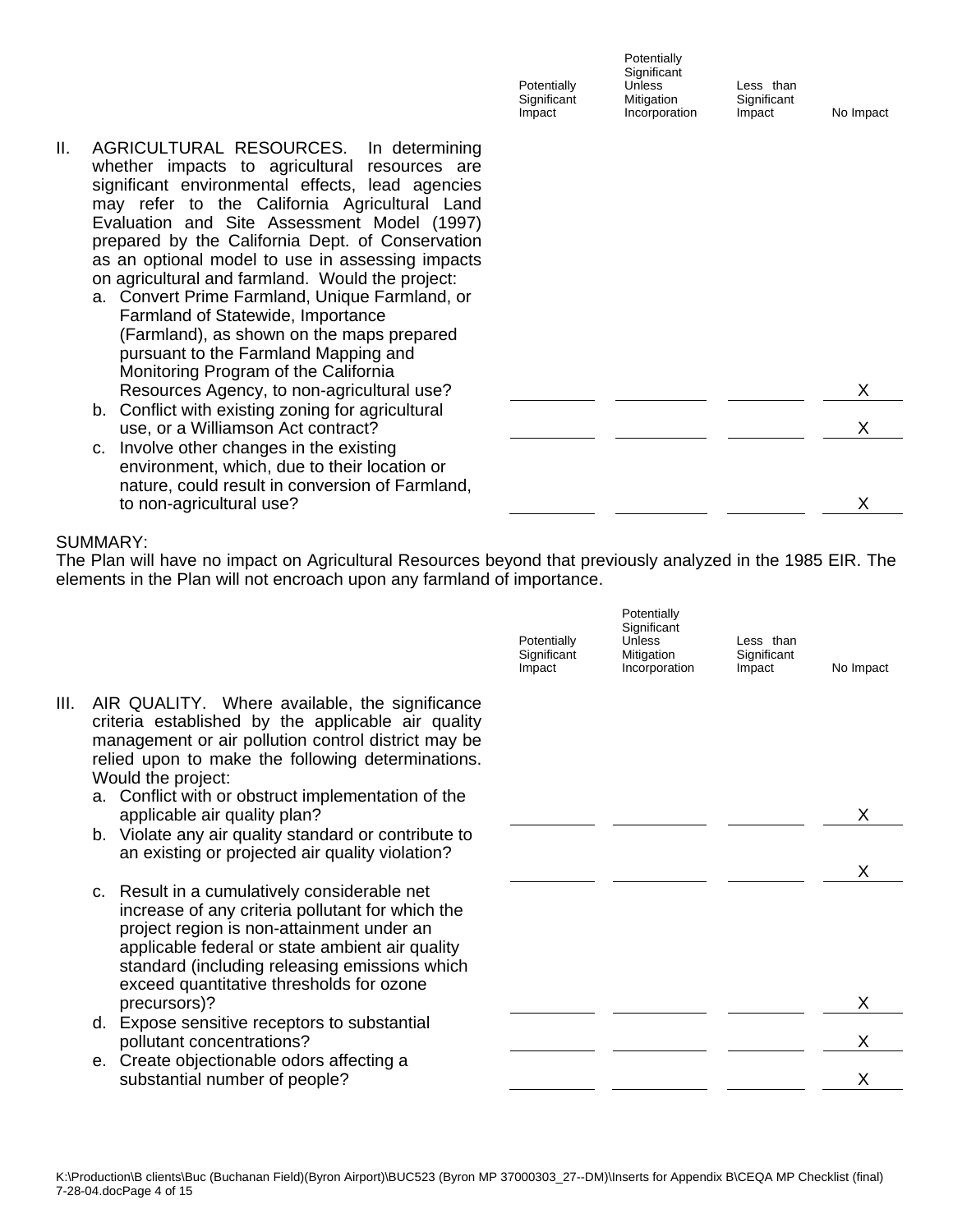| | Potentially Significant Impact | Potentially Significant Unless Mitigation Incorporation | Less than Significant Impact | No Impact |
|---|---|---|---|---|
| II. AGRICULTURAL RESOURCES. In determining whether impacts to agricultural resources are significant environmental effects, lead agencies may refer to the California Agricultural Land Evaluation and Site Assessment Model (1997) prepared by the California Dept. of Conservation as an optional model to use in assessing impacts on agricultural and farmland. Would the project: | | | | |
| a. Convert Prime Farmland, Unique Farmland, or Farmland of Statewide, Importance (Farmland), as shown on the maps prepared pursuant to the Farmland Mapping and Monitoring Program of the California Resources Agency, to non-agricultural use? | | | | X |
| b. Conflict with existing zoning for agricultural use, or a Williamson Act contract? | | | | X |
| c. Involve other changes in the existing environment, which, due to their location or nature, could result in conversion of Farmland, to non-agricultural use? | | | | X |

SUMMARY:
The Plan will have no impact on Agricultural Resources beyond that previously analyzed in the 1985 EIR. The elements in the Plan will not encroach upon any farmland of importance.

| | Potentially Significant Impact | Potentially Significant Unless Mitigation Incorporation | Less than Significant Impact | No Impact |
|---|---|---|---|---|
| III. AIR QUALITY. Where available, the significance criteria established by the applicable air quality management or air pollution control district may be relied upon to make the following determinations. Would the project: | | | | |
| a. Conflict with or obstruct implementation of the applicable air quality plan? | | | | X |
| b. Violate any air quality standard or contribute to an existing or projected air quality violation? | | | | X |
| c. Result in a cumulatively considerable net increase of any criteria pollutant for which the project region is non-attainment under an applicable federal or state ambient air quality standard (including releasing emissions which exceed quantitative thresholds for ozone precursors)? | | | | X |
| d. Expose sensitive receptors to substantial pollutant concentrations? | | | | X |
| e. Create objectionable odors affecting a substantial number of people? | | | | X |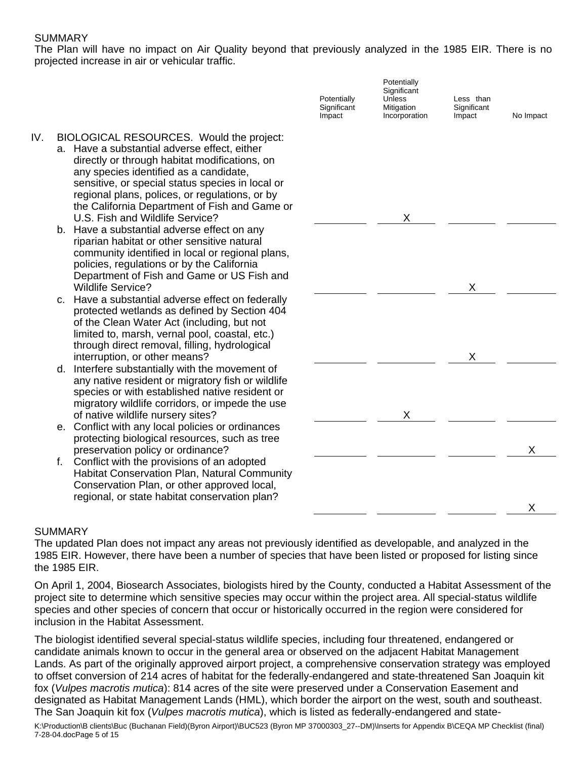SUMMARY

The Plan will have no impact on Air Quality beyond that previously analyzed in the 1985 EIR. There is no projected increase in air or vehicular traffic.

| | Potentially Significant Impact | Potentially Significant Unless Mitigation Incorporation | Less than Significant Impact | No Impact |
|---|---|---|---|---|
| IV. BIOLOGICAL RESOURCES. Would the project: | | | | |
| a. Have a substantial adverse effect, either directly or through habitat modifications, on any species identified as a candidate, sensitive, or special status species in local or regional plans, polices, or regulations, or by the California Department of Fish and Game or U.S. Fish and Wildlife Service? | | X | | |
| b. Have a substantial adverse effect on any riparian habitat or other sensitive natural community identified in local or regional plans, policies, regulations or by the California Department of Fish and Game or US Fish and Wildlife Service? | | | X | |
| c. Have a substantial adverse effect on federally protected wetlands as defined by Section 404 of the Clean Water Act (including, but not limited to, marsh, vernal pool, coastal, etc.) through direct removal, filling, hydrological interruption, or other means? | | | X | |
| d. Interfere substantially with the movement of any native resident or migratory fish or wildlife species or with established native resident or migratory wildlife corridors, or impede the use of native wildlife nursery sites? | | X | | |
| e. Conflict with any local policies or ordinances protecting biological resources, such as tree preservation policy or ordinance? | | | | X |
| f. Conflict with the provisions of an adopted Habitat Conservation Plan, Natural Community Conservation Plan, or other approved local, regional, or state habitat conservation plan? | | | | X |

SUMMARY

The updated Plan does not impact any areas not previously identified as developable, and analyzed in the 1985 EIR. However, there have been a number of species that have been listed or proposed for listing since the 1985 EIR.

On April 1, 2004, Biosearch Associates, biologists hired by the County, conducted a Habitat Assessment of the project site to determine which sensitive species may occur within the project area. All special-status wildlife species and other species of concern that occur or historically occurred in the region were considered for inclusion in the Habitat Assessment.

The biologist identified several special-status wildlife species, including four threatened, endangered or candidate animals known to occur in the general area or observed on the adjacent Habitat Management Lands. As part of the originally approved airport project, a comprehensive conservation strategy was employed to offset conversion of 214 acres of habitat for the federally-endangered and state-threatened San Joaquin kit fox (*Vulpes macrotis mutica*): 814 acres of the site were preserved under a Conservation Easement and designated as Habitat Management Lands (HML), which border the airport on the west, south and southeast. The San Joaquin kit fox (*Vulpes macrotis mutica*), which is listed as federally-endangered and state-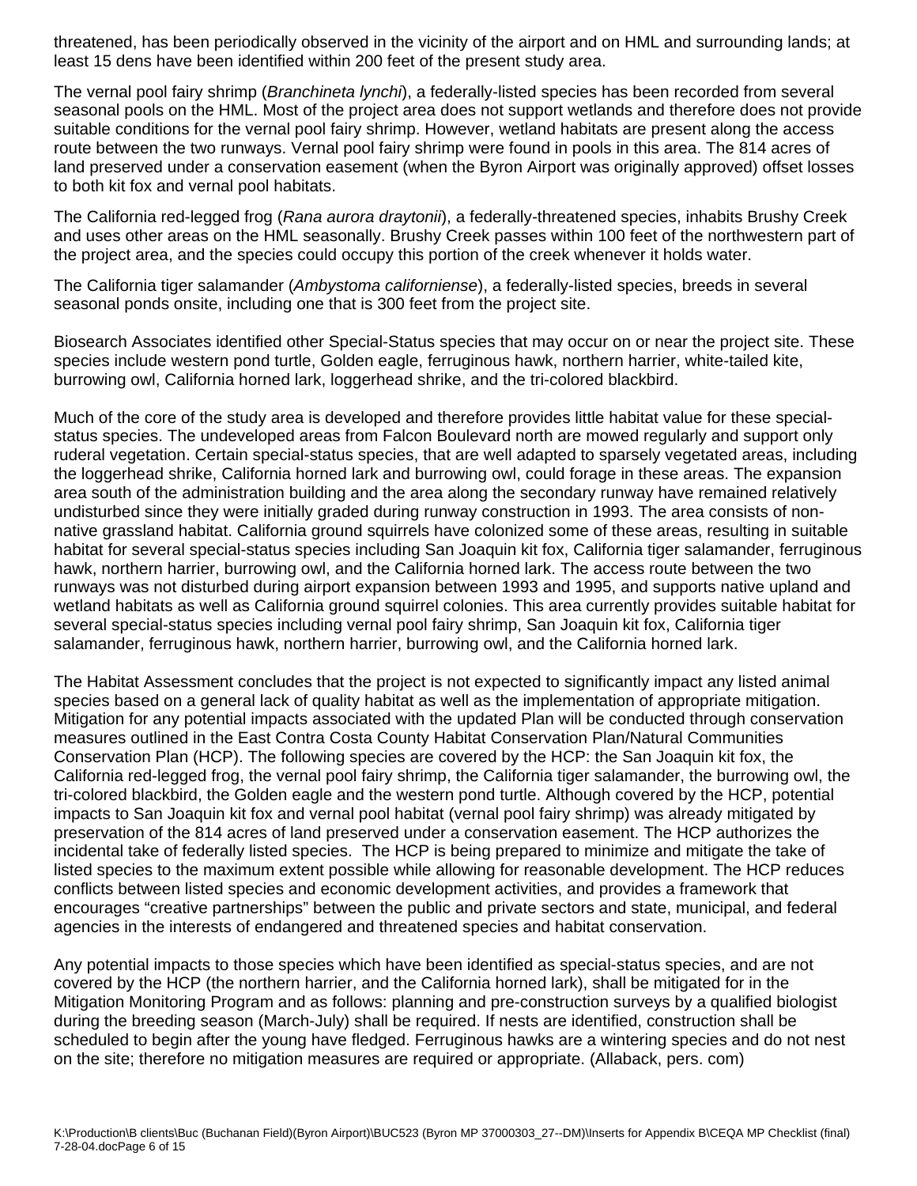threatened, has been periodically observed in the vicinity of the airport and on HML and surrounding lands; at least 15 dens have been identified within 200 feet of the present study area.

The vernal pool fairy shrimp (*Branchineta lynchi*), a federally-listed species has been recorded from several seasonal pools on the HML. Most of the project area does not support wetlands and therefore does not provide suitable conditions for the vernal pool fairy shrimp. However, wetland habitats are present along the access route between the two runways. Vernal pool fairy shrimp were found in pools in this area. The 814 acres of land preserved under a conservation easement (when the Byron Airport was originally approved) offset losses to both kit fox and vernal pool habitats.

The California red-legged frog (*Rana aurora draytonii*), a federally-threatened species, inhabits Brushy Creek and uses other areas on the HML seasonally. Brushy Creek passes within 100 feet of the northwestern part of the project area, and the species could occupy this portion of the creek whenever it holds water.

The California tiger salamander (*Ambystoma californiense*), a federally-listed species, breeds in several seasonal ponds onsite, including one that is 300 feet from the project site.

Biosearch Associates identified other Special-Status species that may occur on or near the project site. These species include western pond turtle, Golden eagle, ferruginous hawk, northern harrier, white-tailed kite, burrowing owl, California horned lark, loggerhead shrike, and the tri-colored blackbird.

Much of the core of the study area is developed and therefore provides little habitat value for these special-status species. The undeveloped areas from Falcon Boulevard north are mowed regularly and support only ruderal vegetation. Certain special-status species, that are well adapted to sparsely vegetated areas, including the loggerhead shrike, California horned lark and burrowing owl, could forage in these areas. The expansion area south of the administration building and the area along the secondary runway have remained relatively undisturbed since they were initially graded during runway construction in 1993. The area consists of non-native grassland habitat. California ground squirrels have colonized some of these areas, resulting in suitable habitat for several special-status species including San Joaquin kit fox, California tiger salamander, ferruginous hawk, northern harrier, burrowing owl, and the California horned lark. The access route between the two runways was not disturbed during airport expansion between 1993 and 1995, and supports native upland and wetland habitats as well as California ground squirrel colonies. This area currently provides suitable habitat for several special-status species including vernal pool fairy shrimp, San Joaquin kit fox, California tiger salamander, ferruginous hawk, northern harrier, burrowing owl, and the California horned lark.

The Habitat Assessment concludes that the project is not expected to significantly impact any listed animal species based on a general lack of quality habitat as well as the implementation of appropriate mitigation. Mitigation for any potential impacts associated with the updated Plan will be conducted through conservation measures outlined in the East Contra Costa County Habitat Conservation Plan/Natural Communities Conservation Plan (HCP). The following species are covered by the HCP: the San Joaquin kit fox, the California red-legged frog, the vernal pool fairy shrimp, the California tiger salamander, the burrowing owl, the tri-colored blackbird, the Golden eagle and the western pond turtle. Although covered by the HCP, potential impacts to San Joaquin kit fox and vernal pool habitat (vernal pool fairy shrimp) was already mitigated by preservation of the 814 acres of land preserved under a conservation easement. The HCP authorizes the incidental take of federally listed species. The HCP is being prepared to minimize and mitigate the take of listed species to the maximum extent possible while allowing for reasonable development. The HCP reduces conflicts between listed species and economic development activities, and provides a framework that encourages "creative partnerships" between the public and private sectors and state, municipal, and federal agencies in the interests of endangered and threatened species and habitat conservation.

Any potential impacts to those species which have been identified as special-status species, and are not covered by the HCP (the northern harrier, and the California horned lark), shall be mitigated for in the Mitigation Monitoring Program and as follows: planning and pre-construction surveys by a qualified biologist during the breeding season (March-July) shall be required. If nests are identified, construction shall be scheduled to begin after the young have fledged. Ferruginous hawks are a wintering species and do not nest on the site; therefore no mitigation measures are required or appropriate. (Allaback, pers. com)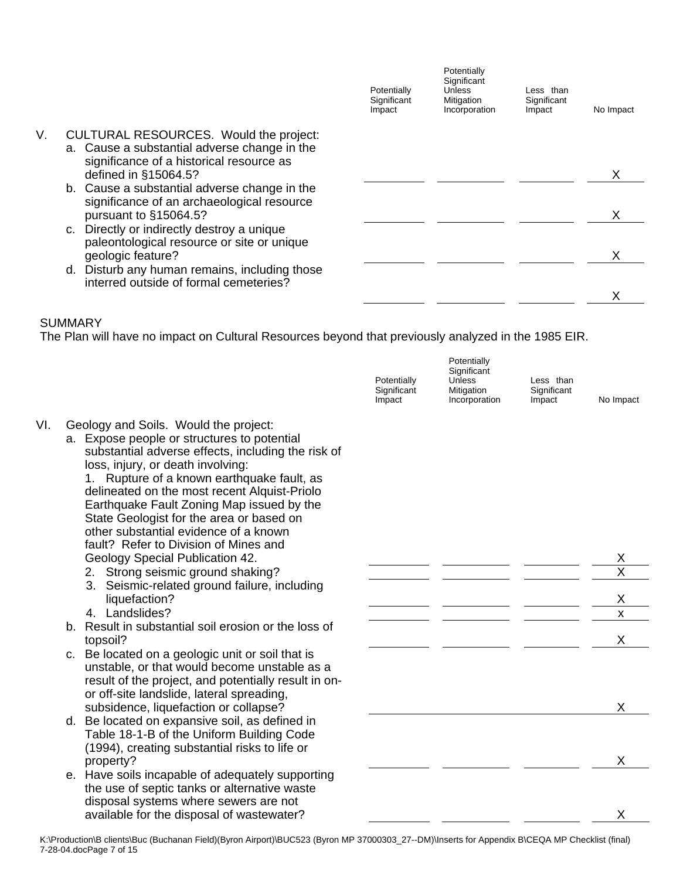| | Potentially Significant Impact | Potentially Significant Unless Mitigation Incorporation | Less than Significant Impact | No Impact |
|---|---|---|---|---|
| **V. CULTURAL RESOURCES. Would the project:** | | | | |
| a. Cause a substantial adverse change in the significance of a historical resource as defined in §15064.5? | | | | X |
| b. Cause a substantial adverse change in the significance of an archaeological resource pursuant to §15064.5? | | | | X |
| c. Directly or indirectly destroy a unique paleontological resource or site or unique geologic feature? | | | | X |
| d. Disturb any human remains, including those interred outside of formal cemeteries? | | | | X |

SUMMARY

The Plan will have no impact on Cultural Resources beyond that previously analyzed in the 1985 EIR.

| | Potentially Significant Impact | Potentially Significant Unless Mitigation Incorporation | Less than Significant Impact | No Impact |
|---|---|---|---|---|
| **VI. Geology and Soils. Would the project:** | | | | |
| a. Expose people or structures to potential substantial adverse effects, including the risk of loss, injury, or death involving: | | | | |
| 1. Rupture of a known earthquake fault, as delineated on the most recent Alquist-Priolo Earthquake Fault Zoning Map issued by the State Geologist for the area or based on other substantial evidence of a known fault? Refer to Division of Mines and Geology Special Publication 42. | | | | X |
| 2. Strong seismic ground shaking? | | | | X |
| 3. Seismic-related ground failure, including liquefaction? | | | | X |
| 4. Landslides? | | | | x |
| b. Result in substantial soil erosion or the loss of topsoil? | | | | X |
| c. Be located on a geologic unit or soil that is unstable, or that would become unstable as a result of the project, and potentially result in on- or off-site landslide, lateral spreading, subsidence, liquefaction or collapse? | | | | X |
| d. Be located on expansive soil, as defined in Table 18-1-B of the Uniform Building Code (1994), creating substantial risks to life or property? | | | | X |
| e. Have soils incapable of adequately supporting the use of septic tanks or alternative waste disposal systems where sewers are not available for the disposal of wastewater? | | | | X |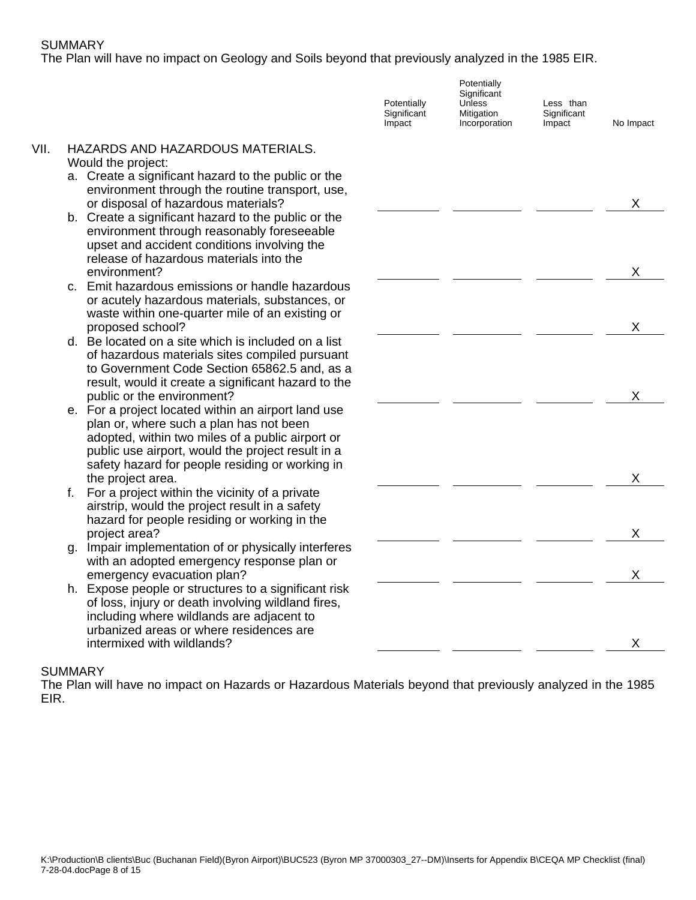SUMMARY
The Plan will have no impact on Geology and Soils beyond that previously analyzed in the 1985 EIR.

| | Potentially Significant Impact | Potentially Significant Unless Mitigation Incorporation | Less than Significant Impact | No Impact |
|---|---|---|---|---|
| **VII. HAZARDS AND HAZARDOUS MATERIALS.** Would the project: | | | | |
| a. Create a significant hazard to the public or the environment through the routine transport, use, or disposal of hazardous materials? | | | | X |
| b. Create a significant hazard to the public or the environment through reasonably foreseeable upset and accident conditions involving the release of hazardous materials into the environment? | | | | X |
| c. Emit hazardous emissions or handle hazardous or acutely hazardous materials, substances, or waste within one-quarter mile of an existing or proposed school? | | | | X |
| d. Be located on a site which is included on a list of hazardous materials sites compiled pursuant to Government Code Section 65862.5 and, as a result, would it create a significant hazard to the public or the environment? | | | | X |
| e. For a project located within an airport land use plan or, where such a plan has not been adopted, within two miles of a public airport or public use airport, would the project result in a safety hazard for people residing or working in the project area. | | | | X |
| f. For a project within the vicinity of a private airstrip, would the project result in a safety hazard for people residing or working in the project area? | | | | X |
| g. Impair implementation of or physically interferes with an adopted emergency response plan or emergency evacuation plan? | | | | X |
| h. Expose people or structures to a significant risk of loss, injury or death involving wildland fires, including where wildlands are adjacent to urbanized areas or where residences are intermixed with wildlands? | | | | X |

SUMMARY
The Plan will have no impact on Hazards or Hazardous Materials beyond that previously analyzed in the 1985 EIR.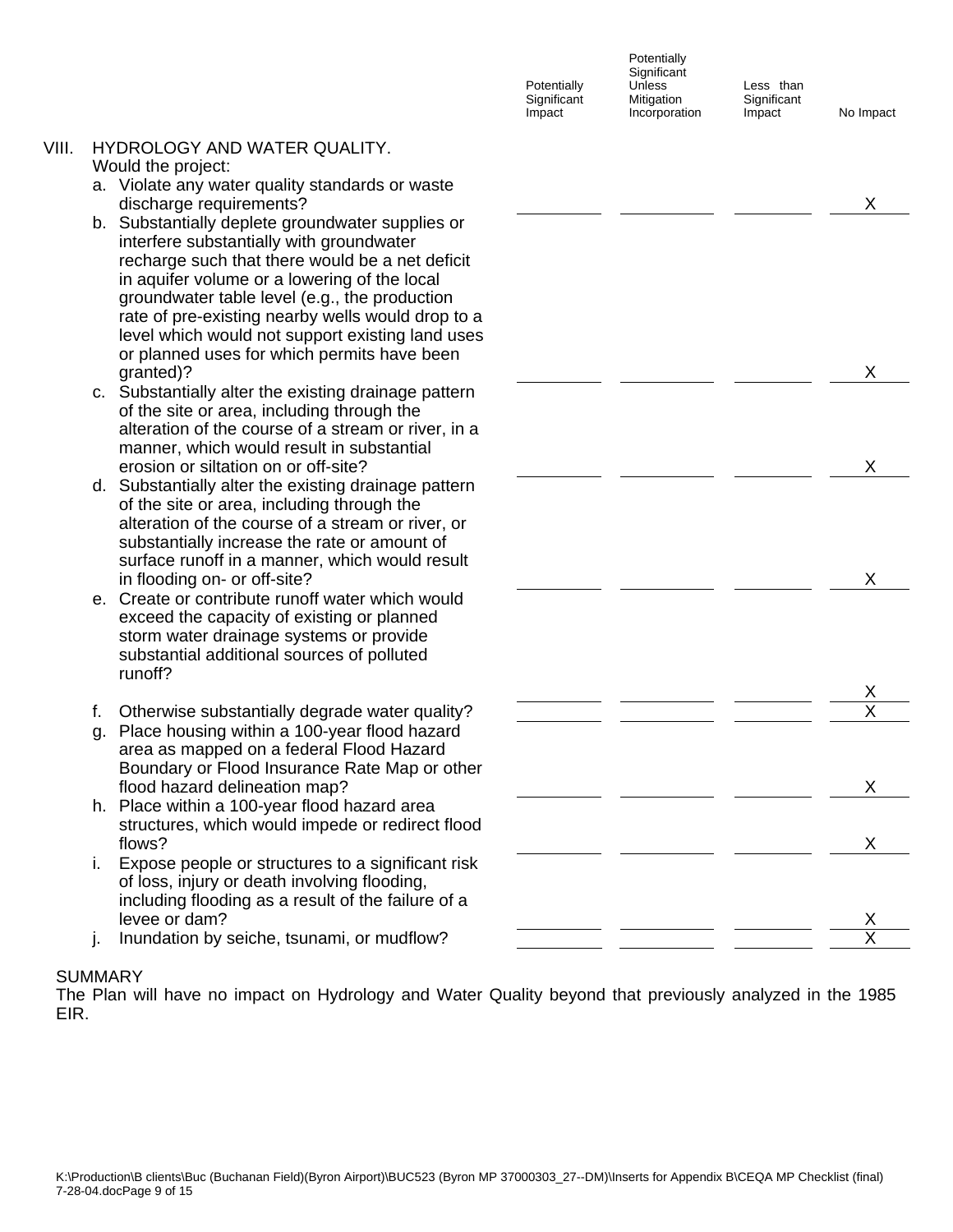| | Potentially Significant Impact | Potentially Significant Unless Mitigation Incorporation | Less than Significant Impact | No Impact |
|---|---|---|---|---|
| **VIII. HYDROLOGY AND WATER QUALITY.** Would the project: | | | | |
| a. Violate any water quality standards or waste discharge requirements? | | | | X |
| b. Substantially deplete groundwater supplies or interfere substantially with groundwater recharge such that there would be a net deficit in aquifer volume or a lowering of the local groundwater table level (e.g., the production rate of pre-existing nearby wells would drop to a level which would not support existing land uses or planned uses for which permits have been granted)? | | | | X |
| c. Substantially alter the existing drainage pattern of the site or area, including through the alteration of the course of a stream or river, in a manner, which would result in substantial erosion or siltation on or off-site? | | | | X |
| d. Substantially alter the existing drainage pattern of the site or area, including through the alteration of the course of a stream or river, or substantially increase the rate or amount of surface runoff in a manner, which would result in flooding on- or off-site? | | | | X |
| e. Create or contribute runoff water which would exceed the capacity of existing or planned storm water drainage systems or provide substantial additional sources of polluted runoff? | | | | X |
| f. Otherwise substantially degrade water quality? | | | | X |
| g. Place housing within a 100-year flood hazard area as mapped on a federal Flood Hazard Boundary or Flood Insurance Rate Map or other flood hazard delineation map? | | | | X |
| h. Place within a 100-year flood hazard area structures, which would impede or redirect flood flows? | | | | X |
| i. Expose people or structures to a significant risk of loss, injury or death involving flooding, including flooding as a result of the failure of a levee or dam? | | | | X |
| j. Inundation by seiche, tsunami, or mudflow? | | | | X |

SUMMARY

The Plan will have no impact on Hydrology and Water Quality beyond that previously analyzed in the 1985 EIR.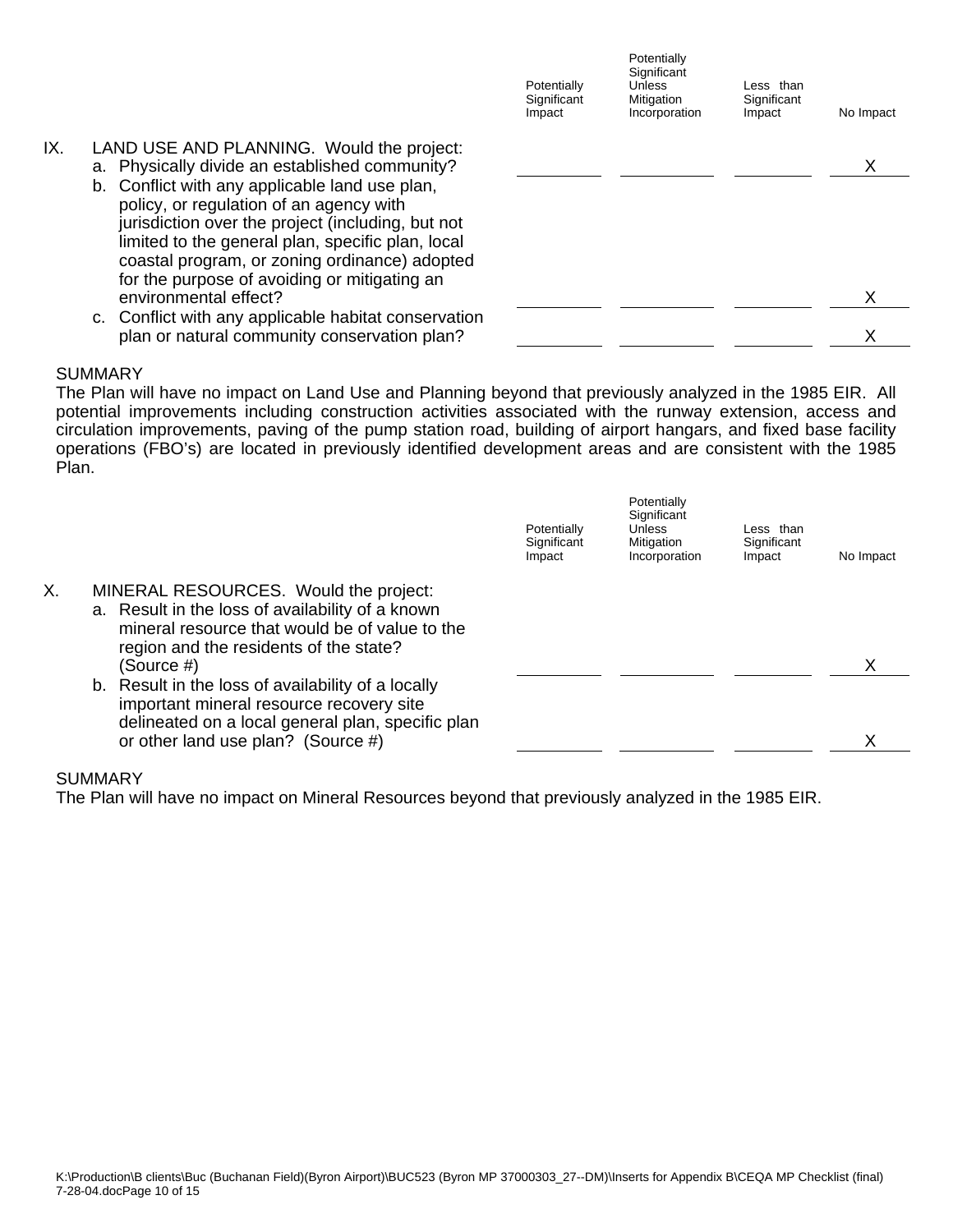| | Potentially Significant Impact | Potentially Significant Unless Mitigation Incorporation | Less than Significant Impact | No Impact |
|---|---|---|---|---|
| **IX. LAND USE AND PLANNING.** Would the project: | | | | |
| a. Physically divide an established community? | | | | X |
| b. Conflict with any applicable land use plan, policy, or regulation of an agency with jurisdiction over the project (including, but not limited to the general plan, specific plan, local coastal program, or zoning ordinance) adopted for the purpose of avoiding or mitigating an environmental effect? | | | | X |
| c. Conflict with any applicable habitat conservation plan or natural community conservation plan? | | | | X |

SUMMARY

The Plan will have no impact on Land Use and Planning beyond that previously analyzed in the 1985 EIR. All potential improvements including construction activities associated with the runway extension, access and circulation improvements, paving of the pump station road, building of airport hangars, and fixed base facility operations (FBO's) are located in previously identified development areas and are consistent with the 1985 Plan.

| | Potentially Significant Impact | Potentially Significant Unless Mitigation Incorporation | Less than Significant Impact | No Impact |
|---|---|---|---|---|
| **X. MINERAL RESOURCES.** Would the project: | | | | |
| a. Result in the loss of availability of a known mineral resource that would be of value to the region and the residents of the state? (Source #) | | | | X |
| b. Result in the loss of availability of a locally important mineral resource recovery site delineated on a local general plan, specific plan or other land use plan? (Source #) | | | | X |

SUMMARY

The Plan will have no impact on Mineral Resources beyond that previously analyzed in the 1985 EIR.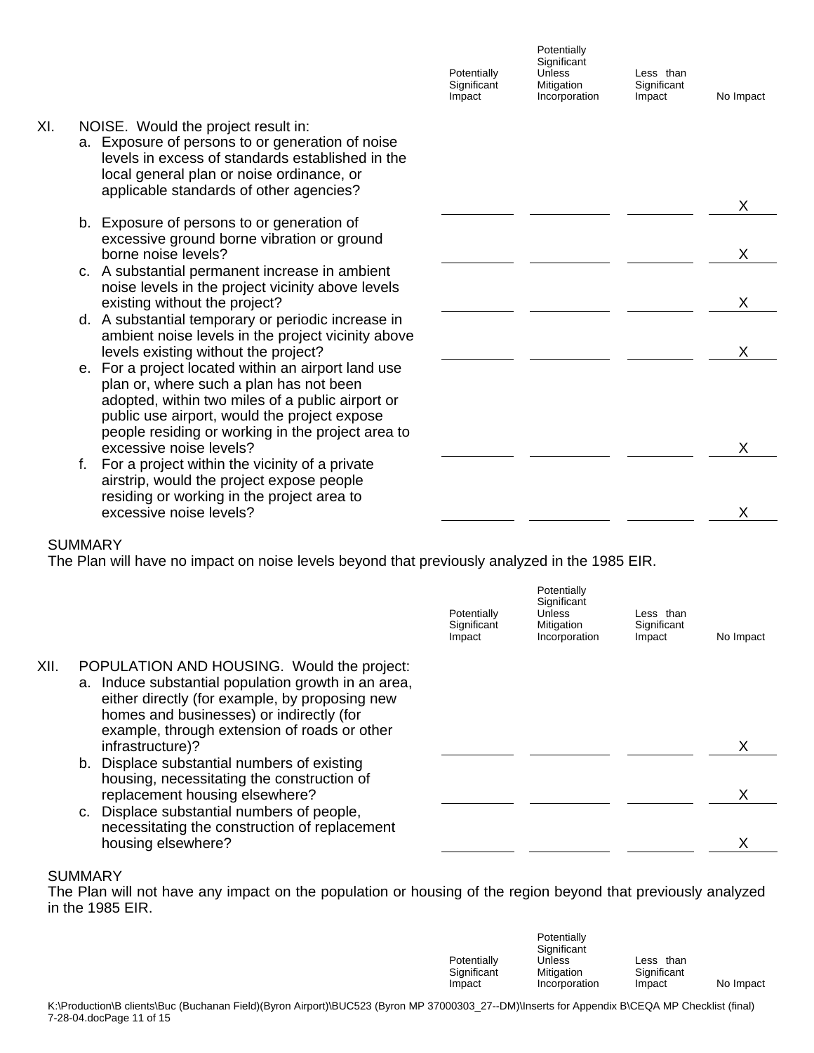| | Potentially Significant Impact | Potentially Significant Unless Mitigation Incorporation | Less than Significant Impact | No Impact |
|---|---|---|---|---|
| **XI. NOISE. Would the project result in:** | | | | |
| a. Exposure of persons to or generation of noise levels in excess of standards established in the local general plan or noise ordinance, or applicable standards of other agencies? | | | | X |
| b. Exposure of persons to or generation of excessive ground borne vibration or ground borne noise levels? | | | | X |
| c. A substantial permanent increase in ambient noise levels in the project vicinity above levels existing without the project? | | | | X |
| d. A substantial temporary or periodic increase in ambient noise levels in the project vicinity above levels existing without the project? | | | | X |
| e. For a project located within an airport land use plan or, where such a plan has not been adopted, within two miles of a public airport or public use airport, would the project expose people residing or working in the project area to excessive noise levels? | | | | X |
| f. For a project within the vicinity of a private airstrip, would the project expose people residing or working in the project area to excessive noise levels? | | | | X |

SUMMARY

The Plan will have no impact on noise levels beyond that previously analyzed in the 1985 EIR.

| | Potentially Significant Impact | Potentially Significant Unless Mitigation Incorporation | Less than Significant Impact | No Impact |
|---|---|---|---|---|
| **XII. POPULATION AND HOUSING. Would the project:** | | | | |
| a. Induce substantial population growth in an area, either directly (for example, by proposing new homes and businesses) or indirectly (for example, through extension of roads or other infrastructure)? | | | | X |
| b. Displace substantial numbers of existing housing, necessitating the construction of replacement housing elsewhere? | | | | X |
| c. Displace substantial numbers of people, necessitating the construction of replacement housing elsewhere? | | | | X |

SUMMARY

The Plan will not have any impact on the population or housing of the region beyond that previously analyzed in the 1985 EIR.

| | Potentially Significant Impact | Potentially Significant Unless Mitigation Incorporation | Less than Significant Impact | No Impact |
|---|---|---|---|---|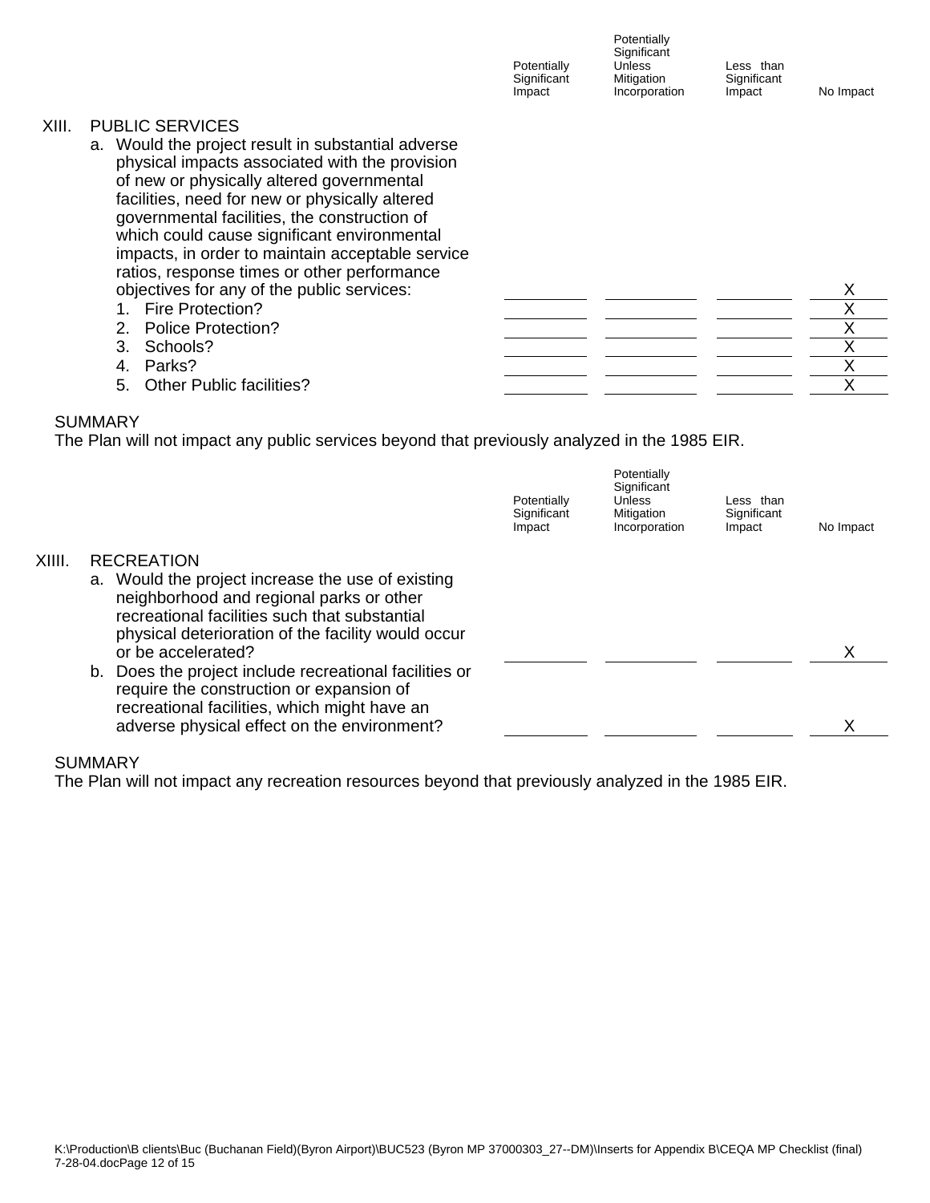| | Potentially Significant Impact | Potentially Significant Unless Mitigation Incorporation | Less than Significant Impact | No Impact |
|---|---|---|---|---|
| **XIII. PUBLIC SERVICES** | | | | |
| a. Would the project result in substantial adverse physical impacts associated with the provision of new or physically altered governmental facilities, need for new or physically altered governmental facilities, the construction of which could cause significant environmental impacts, in order to maintain acceptable service ratios, response times or other performance objectives for any of the public services: | | | | X |
| 1. Fire Protection? | | | | X |
| 2. Police Protection? | | | | X |
| 3. Schools? | | | | X |
| 4. Parks? | | | | X |
| 5. Other Public facilities? | | | | X |

SUMMARY

The Plan will not impact any public services beyond that previously analyzed in the 1985 EIR.

| | Potentially Significant Impact | Potentially Significant Unless Mitigation Incorporation | Less than Significant Impact | No Impact |
|---|---|---|---|---|
| **XIIII. RECREATION** | | | | |
| a. Would the project increase the use of existing neighborhood and regional parks or other recreational facilities such that substantial physical deterioration of the facility would occur or be accelerated? | | | | X |
| b. Does the project include recreational facilities or require the construction or expansion of recreational facilities, which might have an adverse physical effect on the environment? | | | | X |

SUMMARY

The Plan will not impact any recreation resources beyond that previously analyzed in the 1985 EIR.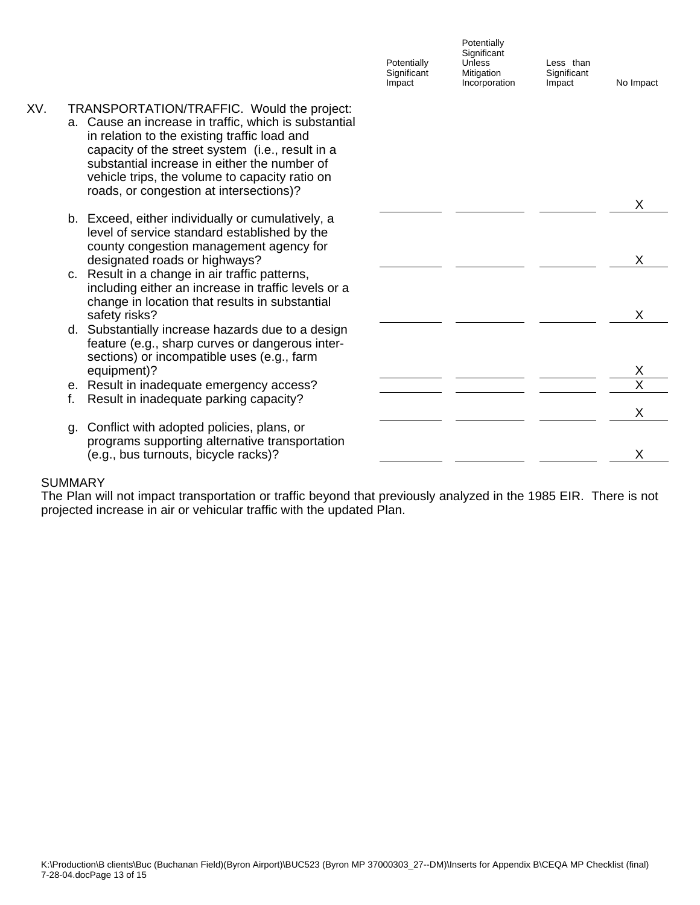| | Potentially Significant Impact | Potentially Significant Unless Mitigation Incorporation | Less than Significant Impact | No Impact |
|---|---|---|---|---|
| **XV. TRANSPORTATION/TRAFFIC. Would the project:** | | | | |
| a. Cause an increase in traffic, which is substantial in relation to the existing traffic load and capacity of the street system (i.e., result in a substantial increase in either the number of vehicle trips, the volume to capacity ratio on roads, or congestion at intersections)? | | | | X |
| b. Exceed, either individually or cumulatively, a level of service standard established by the county congestion management agency for designated roads or highways? | | | | X |
| c. Result in a change in air traffic patterns, including either an increase in traffic levels or a change in location that results in substantial safety risks? | | | | X |
| d. Substantially increase hazards due to a design feature (e.g., sharp curves or dangerous intersections) or incompatible uses (e.g., farm equipment)? | | | | X |
| e. Result in inadequate emergency access? | | | | X |
| f. Result in inadequate parking capacity? | | | | X |
| g. Conflict with adopted policies, plans, or programs supporting alternative transportation (e.g., bus turnouts, bicycle racks)? | | | | X |

SUMMARY

The Plan will not impact transportation or traffic beyond that previously analyzed in the 1985 EIR. There is not projected increase in air or vehicular traffic with the updated Plan.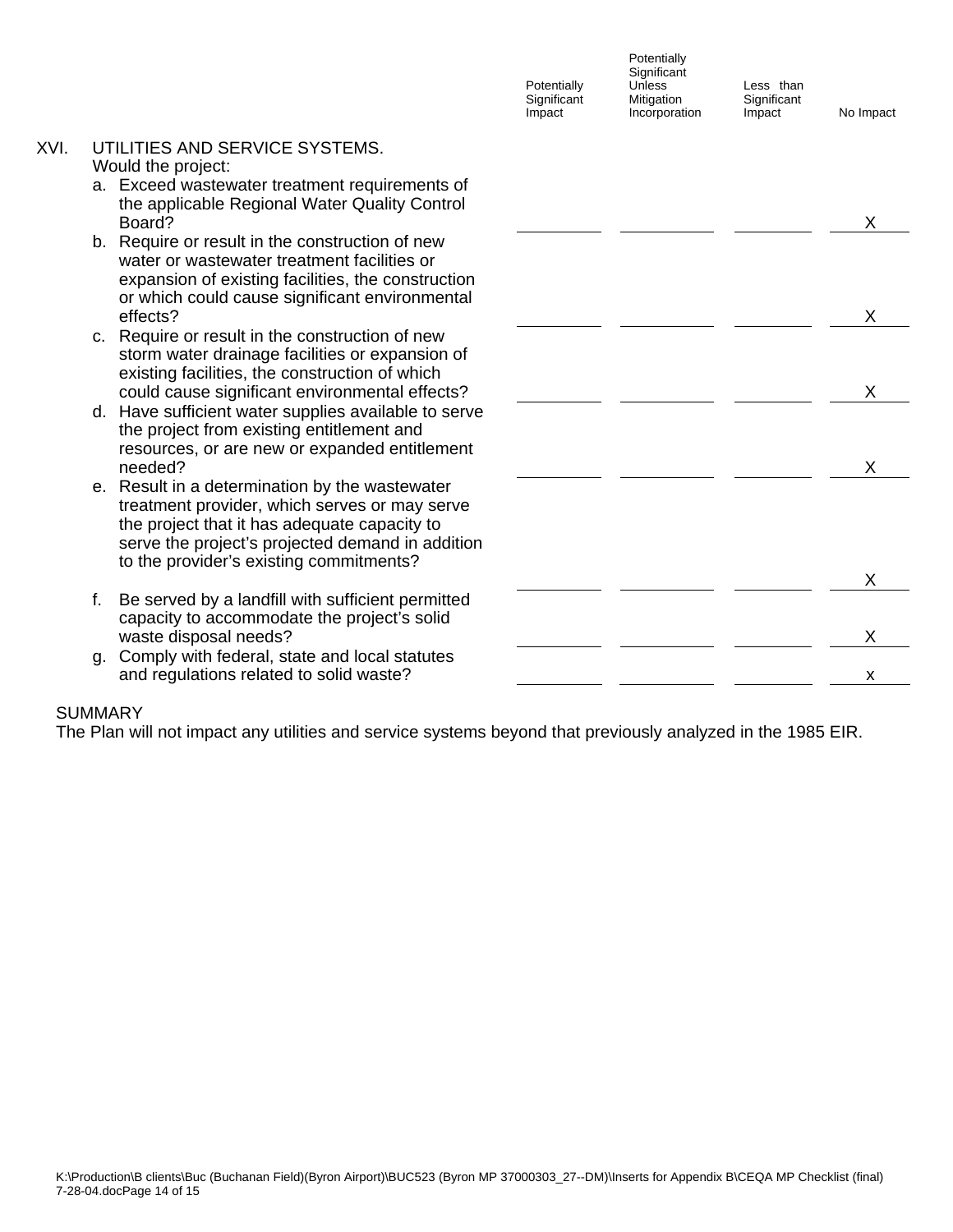| | Potentially Significant Impact | Potentially Significant Unless Mitigation Incorporation | Less than Significant Impact | No Impact |
|---|---|---|---|---|
| **XVI. UTILITIES AND SERVICE SYSTEMS.** Would the project: | | | | |
| a. Exceed wastewater treatment requirements of the applicable Regional Water Quality Control Board? | | | | X |
| b. Require or result in the construction of new water or wastewater treatment facilities or expansion of existing facilities, the construction or which could cause significant environmental effects? | | | | X |
| c. Require or result in the construction of new storm water drainage facilities or expansion of existing facilities, the construction of which could cause significant environmental effects? | | | | X |
| d. Have sufficient water supplies available to serve the project from existing entitlement and resources, or are new or expanded entitlement needed? | | | | X |
| e. Result in a determination by the wastewater treatment provider, which serves or may serve the project that it has adequate capacity to serve the project's projected demand in addition to the provider's existing commitments? | | | | X |
| f. Be served by a landfill with sufficient permitted capacity to accommodate the project's solid waste disposal needs? | | | | X |
| g. Comply with federal, state and local statutes and regulations related to solid waste? | | | | x |

SUMMARY

The Plan will not impact any utilities and service systems beyond that previously analyzed in the 1985 EIR.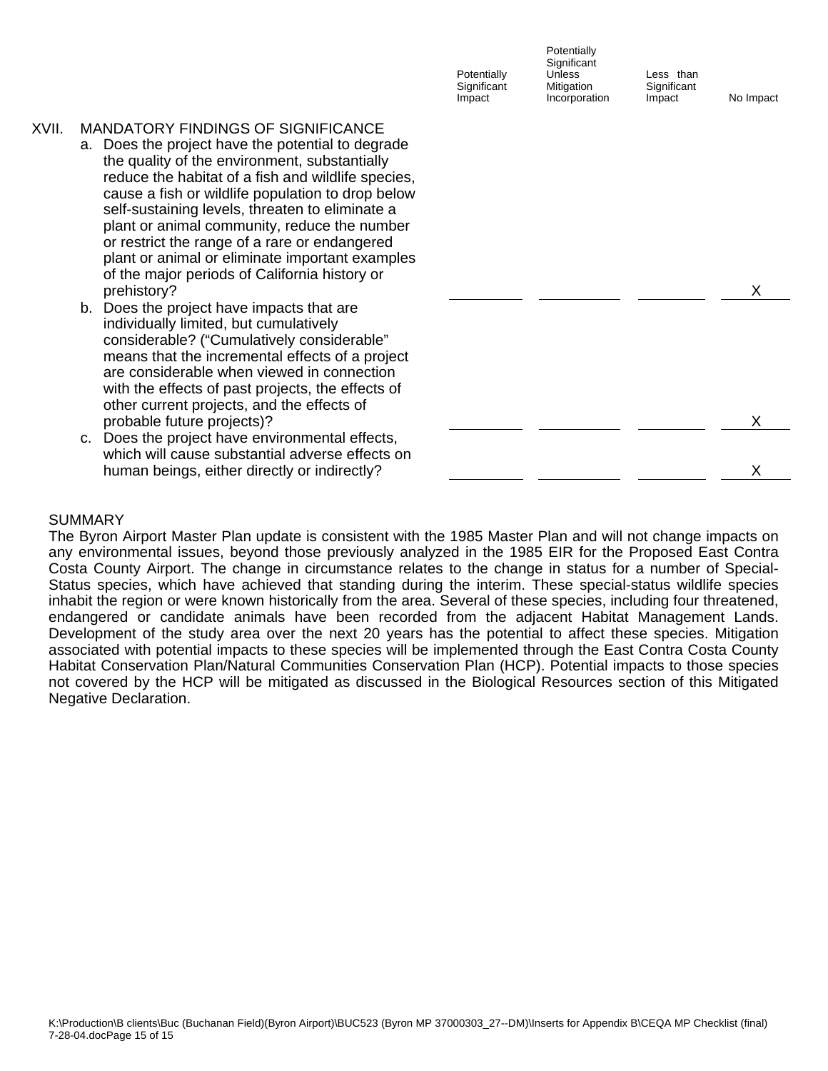| | Potentially Significant Impact | Potentially Significant Unless Mitigation Incorporation | Less than Significant Impact | No Impact |
|---|---|---|---|---|
| **XVII. MANDATORY FINDINGS OF SIGNIFICANCE** | | | | |
| a. Does the project have the potential to degrade the quality of the environment, substantially reduce the habitat of a fish and wildlife species, cause a fish or wildlife population to drop below self-sustaining levels, threaten to eliminate a plant or animal community, reduce the number or restrict the range of a rare or endangered plant or animal or eliminate important examples of the major periods of California history or prehistory? | | | | X |
| b. Does the project have impacts that are individually limited, but cumulatively considerable? ("Cumulatively considerable" means that the incremental effects of a project are considerable when viewed in connection with the effects of past projects, the effects of other current projects, and the effects of probable future projects)? | | | | X |
| c. Does the project have environmental effects, which will cause substantial adverse effects on human beings, either directly or indirectly? | | | | X |

## SUMMARY

The Byron Airport Master Plan update is consistent with the 1985 Master Plan and will not change impacts on any environmental issues, beyond those previously analyzed in the 1985 EIR for the Proposed East Contra Costa County Airport. The change in circumstance relates to the change in status for a number of Special-Status species, which have achieved that standing during the interim. These special-status wildlife species inhabit the region or were known historically from the area. Several of these species, including four threatened, endangered or candidate animals have been recorded from the adjacent Habitat Management Lands. Development of the study area over the next 20 years has the potential to affect these species. Mitigation associated with potential impacts to these species will be implemented through the East Contra Costa County Habitat Conservation Plan/Natural Communities Conservation Plan (HCP). Potential impacts to those species not covered by the HCP will be mitigated as discussed in the Biological Resources section of this Mitigated Negative Declaration.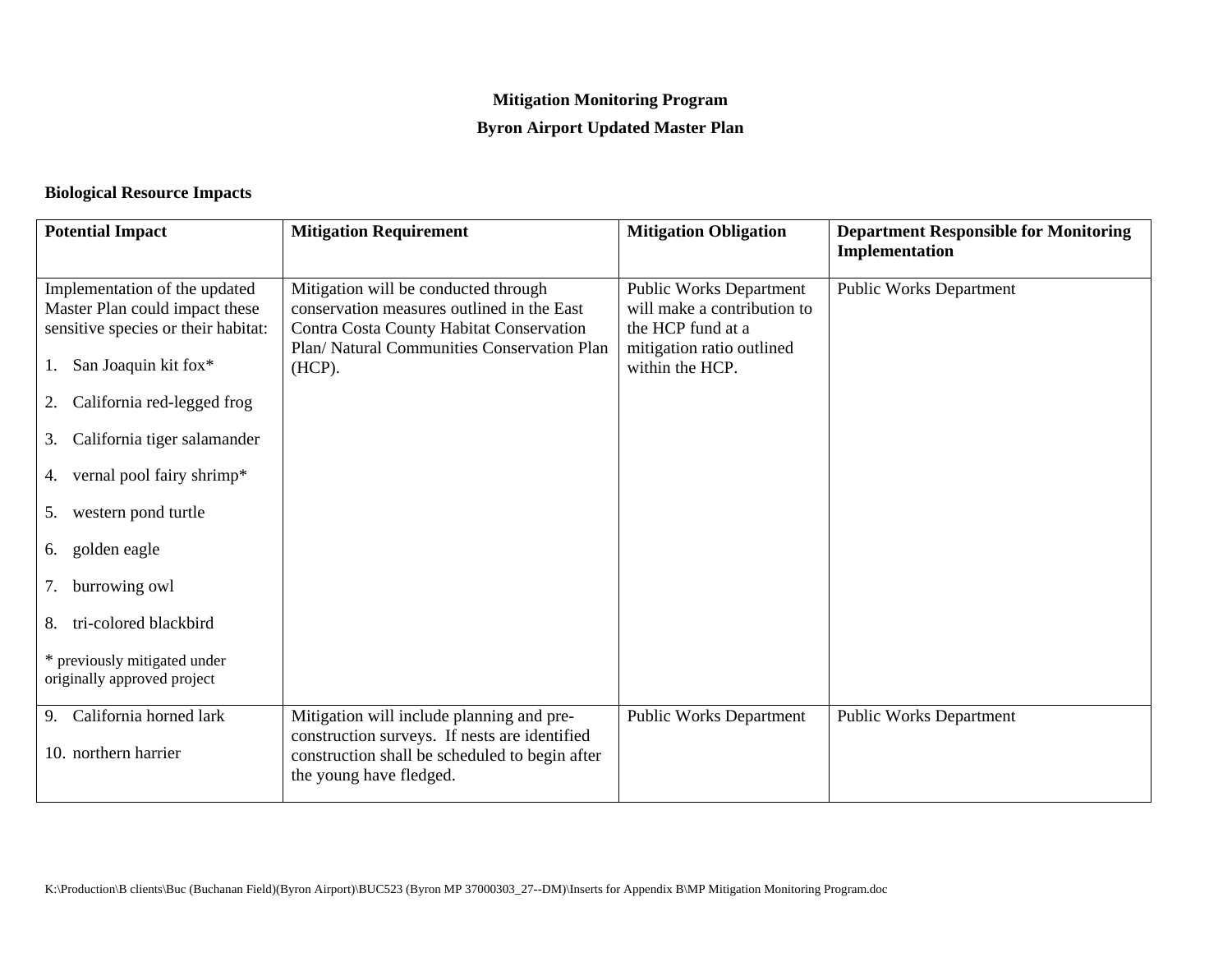**Mitigation Monitoring Program**

**Byron Airport Updated Master Plan**

**Biological Resource Impacts**

| **Potential Impact** | **Mitigation Requirement** | **Mitigation Obligation** | **Department Responsible for Monitoring Implementation** |
|---|---|---|---|
| Implementation of the updated Master Plan could impact these sensitive species or their habitat:<br><br>1. San Joaquin kit fox*<br><br>2. California red-legged frog<br><br>3. California tiger salamander<br><br>4. vernal pool fairy shrimp*<br><br>5. western pond turtle<br><br>6. golden eagle<br><br>7. burrowing owl<br><br>8. tri-colored blackbird<br><br>* previously mitigated under originally approved project | Mitigation will be conducted through conservation measures outlined in the East Contra Costa County Habitat Conservation Plan/ Natural Communities Conservation Plan (HCP). | Public Works Department will make a contribution to the HCP fund at a mitigation ratio outlined within the HCP. | Public Works Department |
| 9. California horned lark<br><br>10. northern harrier | Mitigation will include planning and pre-construction surveys. If nests are identified construction shall be scheduled to begin after the young have fledged. | Public Works Department | Public Works Department |

K:\Production\B clients\Buc (Buchanan Field)(Byron Airport)\BUC523 (Byron MP 37000303_27--DM)\Inserts for Appendix B\MP Mitigation Monitoring Program.doc